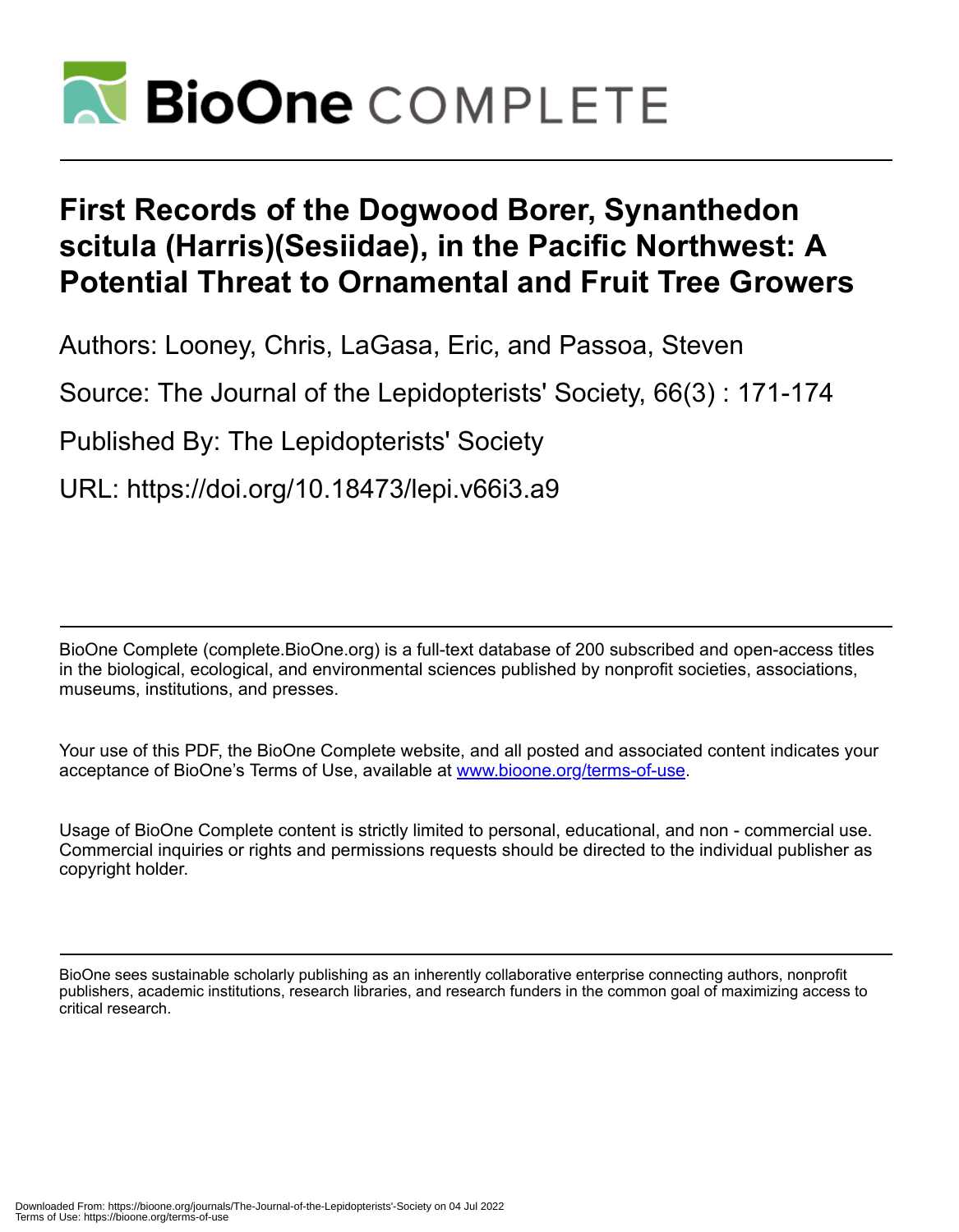# First Records of the Dogwood Borer, Synanthedon scitula (Harris)(Sesiidae), in the Pacific Northwest: A Potential Threat to Ornamental and Fruit Tree Growers

Authors: Looney, Chris, LaGasa, Eric, and Passoa, Steven

Source: The Journal of the Lepidopterists' Society, 66(3) : 171-174

Published By: The Lepidopterists' Society

URL: https://doi.org/10.18473/lepi.v66i3.a9

BioOne Complete (complete.BioOne.org) is a full-text database of 200 subscribed and open-access titles in the biological, ecological, and environmental sciences published by nonprofit societies, associations, museums, institutions, and presses.

Your use of this PDF, the BioOne Complete website, and all posted and associated content indicates your acceptance of BioOne's Terms of Use, available at www.bioone.org/terms-of-use.

Usage of BioOne Complete content is strictly limited to personal, educational, and non - commercial use. Commercial inquiries or rights and permissions requests should be directed to the individual publisher as copyright holder.

BioOne sees sustainable scholarly publishing as an inherently collaborative enterprise connecting authors, nonprofit publishers, academic institutions, research libraries, and research funders in the common goal of maximizing access to critical research.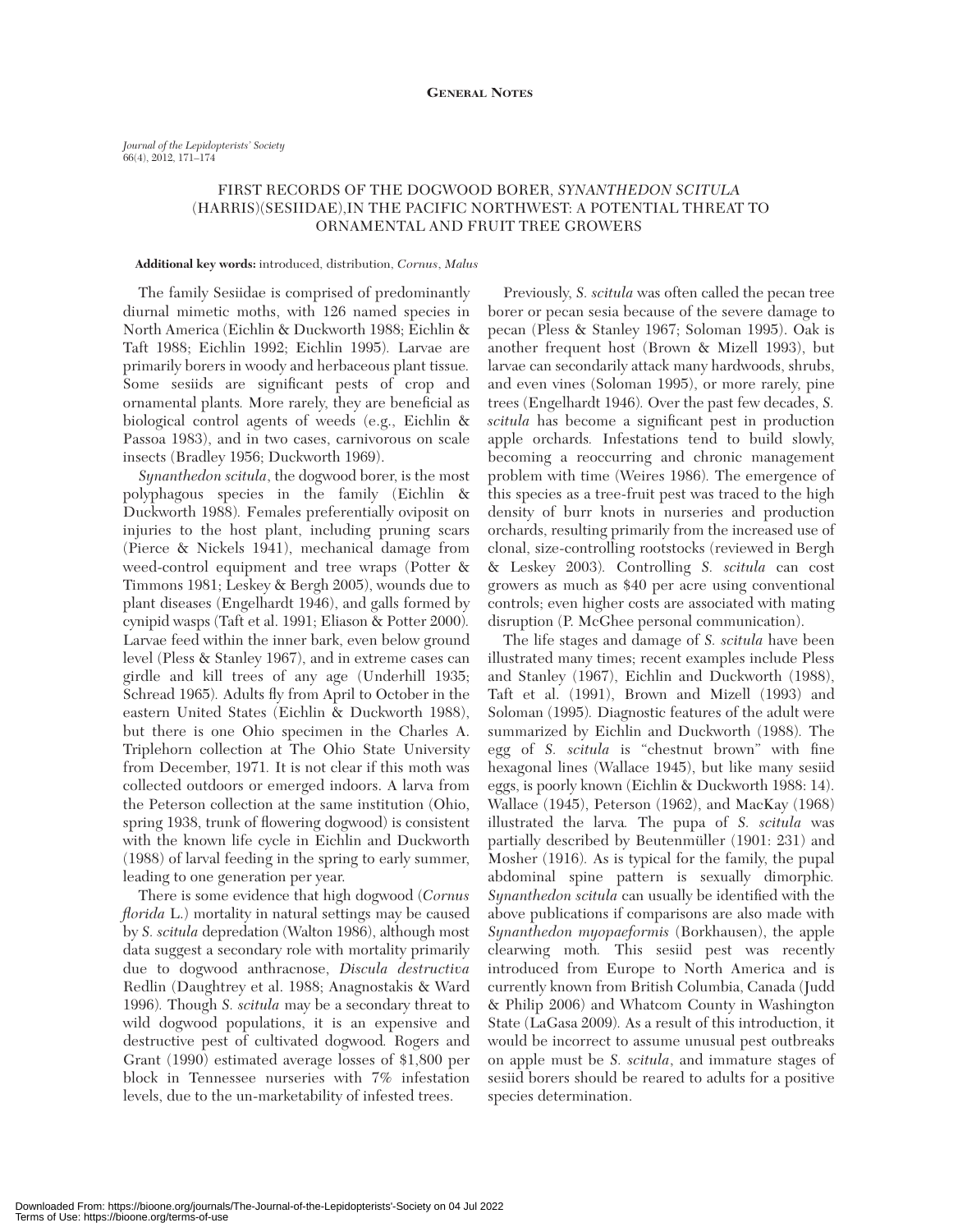# FIRST RECORDS OF THE DOGWOOD BORER, *SYNANTHEDON SCITULA* (HARRIS)(SESIIDAE),IN THE PACIFIC NORTHWEST: A POTENTIAL THREAT TO ORNAMENTAL AND FRUIT TREE GROWERS

**Additional key words:** introduced, distribution, *Cornus*, *Malus*

The family Sesiidae is comprised of predominantly diurnal mimetic moths, with 126 named species in North America (Eichlin & Duckworth 1988; Eichlin & Taft 1988; Eichlin 1992; Eichlin 1995). Larvae are primarily borers in woody and herbaceous plant tissue. Some sesiids are significant pests of crop and ornamental plants. More rarely, they are beneficial as biological control agents of weeds (e.g., Eichlin & Passoa 1983), and in two cases, carnivorous on scale insects (Bradley 1956; Duckworth 1969).

*Synanthedon scitula*, the dogwood borer, is the most polyphagous species in the family (Eichlin & Duckworth 1988). Females preferentially oviposit on injuries to the host plant, including pruning scars (Pierce & Nickels 1941), mechanical damage from weed-control equipment and tree wraps (Potter & Timmons 1981; Leskey & Bergh 2005), wounds due to plant diseases (Engelhardt 1946), and galls formed by cynipid wasps (Taft et al. 1991; Eliason & Potter 2000). Larvae feed within the inner bark, even below ground level (Pless & Stanley 1967), and in extreme cases can girdle and kill trees of any age (Underhill 1935; Schread 1965). Adults fly from April to October in the eastern United States (Eichlin & Duckworth 1988), but there is one Ohio specimen in the Charles A. Triplehorn collection at The Ohio State University from December, 1971. It is not clear if this moth was collected outdoors or emerged indoors. A larva from the Peterson collection at the same institution (Ohio, spring 1938, trunk of flowering dogwood) is consistent with the known life cycle in Eichlin and Duckworth (1988) of larval feeding in the spring to early summer, leading to one generation per year.

There is some evidence that high dogwood (*Cornus florida* L.) mortality in natural settings may be caused by *S. scitula* depredation (Walton 1986), although most data suggest a secondary role with mortality primarily due to dogwood anthracnose, *Discula destructiva* Redlin (Daughtrey et al. 1988; Anagnostakis & Ward 1996). Though *S. scitula* may be a secondary threat to wild dogwood populations, it is an expensive and destructive pest of cultivated dogwood. Rogers and Grant (1990) estimated average losses of $1,800 per block in Tennessee nurseries with 7% infestation levels, due to the un-marketability of infested trees.

Previously, *S. scitula* was often called the pecan tree borer or pecan sesia because of the severe damage to pecan (Pless & Stanley 1967; Soloman 1995). Oak is another frequent host (Brown & Mizell 1993), but larvae can secondarily attack many hardwoods, shrubs, and even vines (Soloman 1995), or more rarely, pine trees (Engelhardt 1946). Over the past few decades, *S. scitula* has become a significant pest in production apple orchards. Infestations tend to build slowly, becoming a reoccurring and chronic management problem with time (Weires 1986). The emergence of this species as a tree-fruit pest was traced to the high density of burr knots in nurseries and production orchards, resulting primarily from the increased use of clonal, size-controlling rootstocks (reviewed in Bergh & Leskey 2003). Controlling *S. scitula* can cost growers as much as $40 per acre using conventional controls; even higher costs are associated with mating disruption (P. McGhee personal communication).

The life stages and damage of *S. scitula* have been illustrated many times; recent examples include Pless and Stanley (1967), Eichlin and Duckworth (1988), Taft et al. (1991), Brown and Mizell (1993) and Soloman (1995). Diagnostic features of the adult were summarized by Eichlin and Duckworth (1988). The egg of *S. scitula* is "chestnut brown" with fine hexagonal lines (Wallace 1945), but like many sesiid eggs, is poorly known (Eichlin & Duckworth 1988: 14). Wallace (1945), Peterson (1962), and MacKay (1968) illustrated the larva. The pupa of *S. scitula* was partially described by Beutenmüller (1901: 231) and Mosher (1916). As is typical for the family, the pupal abdominal spine pattern is sexually dimorphic. *Synanthedon scitula* can usually be identified with the above publications if comparisons are also made with *Synanthedon myopaeformis* (Borkhausen), the apple clearwing moth. This sesiid pest was recently introduced from Europe to North America and is currently known from British Columbia, Canada (Judd & Philip 2006) and Whatcom County in Washington State (LaGasa 2009). As a result of this introduction, it would be incorrect to assume unusual pest outbreaks on apple must be *S. scitula*, and immature stages of sesiid borers should be reared to adults for a positive species determination.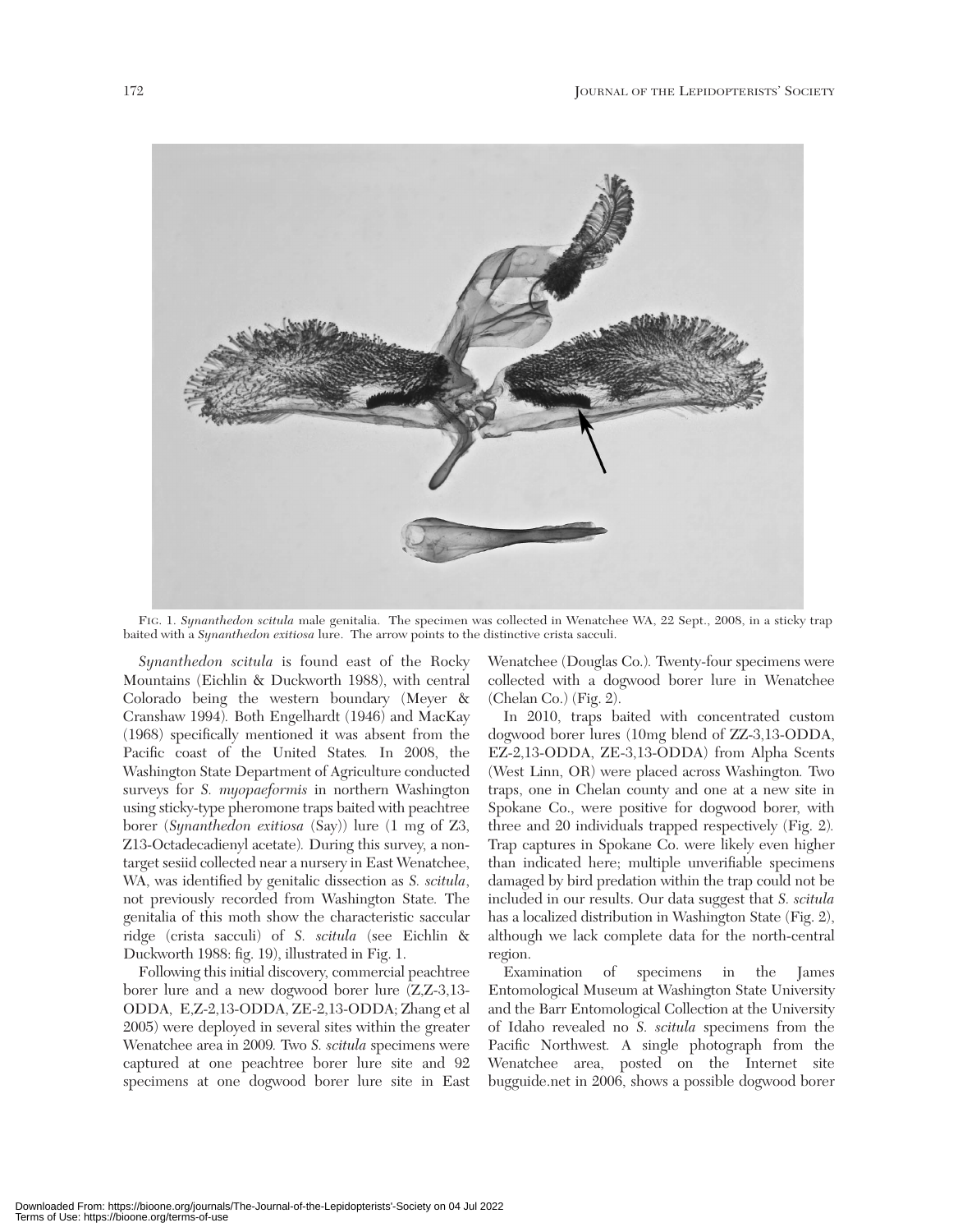FIG. 1. *Synanthedon scitula* male genitalia. The specimen was collected in Wenatchee WA, 22 Sept., 2008, in a sticky trap baited with a *Synanthedon exitiosa* lure. The arrow points to the distinctive crista sacculi.

*Synanthedon scitula* is found east of the Rocky Mountains (Eichlin & Duckworth 1988), with central Colorado being the western boundary (Meyer & Cranshaw 1994). Both Engelhardt (1946) and MacKay (1968) specifically mentioned it was absent from the Pacific coast of the United States. In 2008, the Washington State Department of Agriculture conducted surveys for *S. myopaeformis* in northern Washington using sticky-type pheromone traps baited with peachtree borer (*Synanthedon exitiosa* (Say)) lure (1 mg of Z3, Z13-Octadecadienyl acetate). During this survey, a non-target sesiid collected near a nursery in East Wenatchee, WA, was identified by genitalic dissection as *S. scitula*, not previously recorded from Washington State. The genitalia of this moth show the characteristic saccular ridge (crista sacculi) of *S. scitula* (see Eichlin & Duckworth 1988: fig. 19), illustrated in Fig. 1.

Following this initial discovery, commercial peachtree borer lure and a new dogwood borer lure (Z,Z-3,13-ODDA, E,Z-2,13-ODDA, ZE-2,13-ODDA; Zhang et al 2005) were deployed in several sites within the greater Wenatchee area in 2009. Two *S. scitula* specimens were captured at one peachtree borer lure site and 92 specimens at one dogwood borer lure site in East Wenatchee (Douglas Co.). Twenty-four specimens were collected with a dogwood borer lure in Wenatchee (Chelan Co.) (Fig. 2).

In 2010, traps baited with concentrated custom dogwood borer lures (10mg blend of ZZ-3,13-ODDA, EZ-2,13-ODDA, ZE-3,13-ODDA) from Alpha Scents (West Linn, OR) were placed across Washington. Two traps, one in Chelan county and one at a new site in Spokane Co., were positive for dogwood borer, with three and 20 individuals trapped respectively (Fig. 2). Trap captures in Spokane Co. were likely even higher than indicated here; multiple unverifiable specimens damaged by bird predation within the trap could not be included in our results. Our data suggest that *S. scitula* has a localized distribution in Washington State (Fig. 2), although we lack complete data for the north-central region.

Examination of specimens in the James Entomological Museum at Washington State University and the Barr Entomological Collection at the University of Idaho revealed no *S. scitula* specimens from the Pacific Northwest. A single photograph from the Wenatchee area, posted on the Internet site bugguide.net in 2006, shows a possible dogwood borer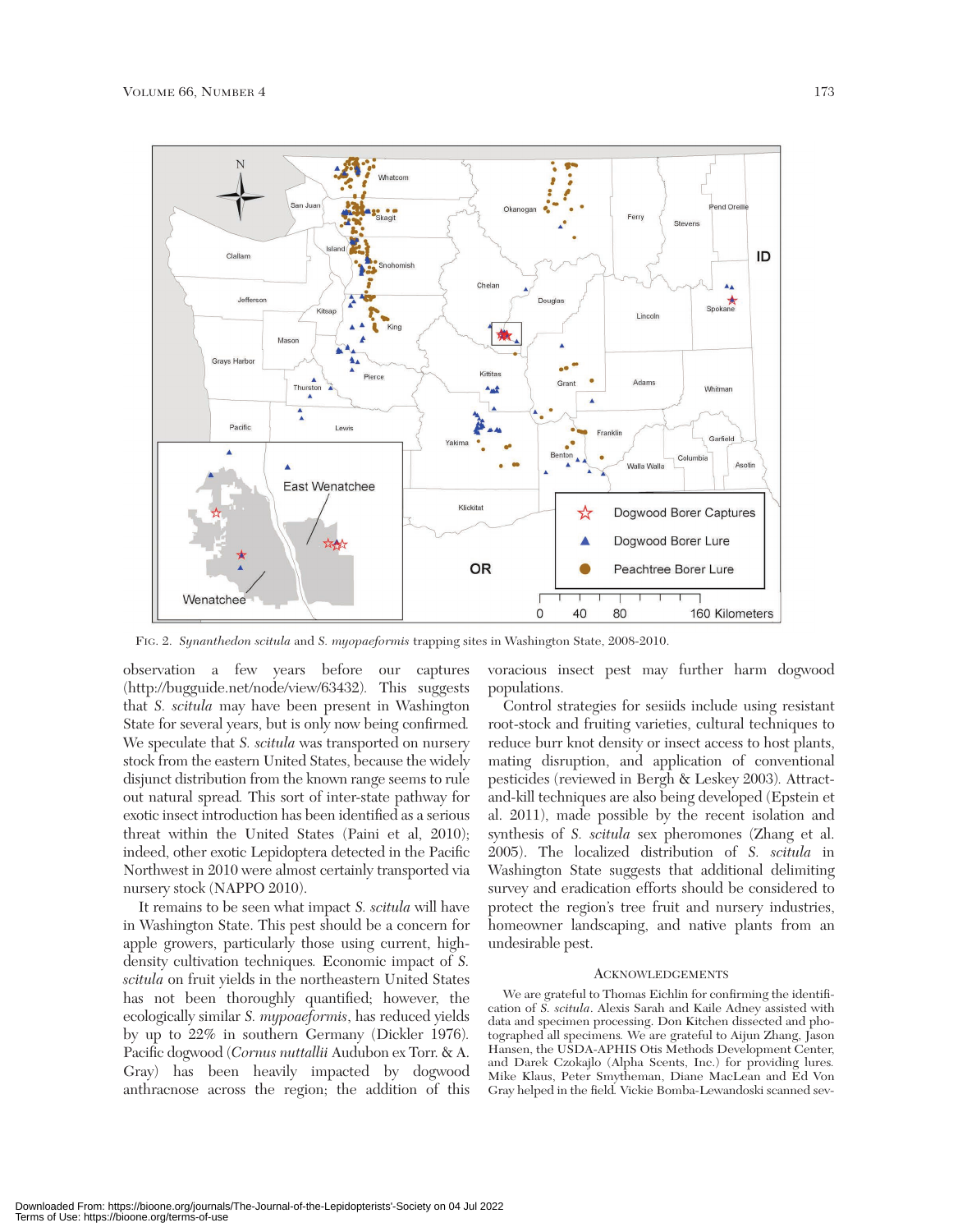FIG. 2. *Synanthedon scitula* and *S. myopaeformis* trapping sites in Washington State, 2008-2010.

observation a few years before our captures (http://bugguide.net/node/view/63432). This suggests that *S. scitula* may have been present in Washington State for several years, but is only now being confirmed. We speculate that *S. scitula* was transported on nursery stock from the eastern United States, because the widely disjunct distribution from the known range seems to rule out natural spread. This sort of inter-state pathway for exotic insect introduction has been identified as a serious threat within the United States (Paini et al, 2010); indeed, other exotic Lepidoptera detected in the Pacific Northwest in 2010 were almost certainly transported via nursery stock (NAPPO 2010).

It remains to be seen what impact *S. scitula* will have in Washington State. This pest should be a concern for apple growers, particularly those using current, high-density cultivation techniques. Economic impact of *S. scitula* on fruit yields in the northeastern United States has not been thoroughly quantified; however, the ecologically similar *S. mypoaeformis*, has reduced yields by up to 22% in southern Germany (Dickler 1976). Pacific dogwood (*Cornus nuttallii* Audubon ex Torr. & A. Gray) has been heavily impacted by dogwood anthracnose across the region; the addition of this voracious insect pest may further harm dogwood populations.

Control strategies for sesiids include using resistant root-stock and fruiting varieties, cultural techniques to reduce burr knot density or insect access to host plants, mating disruption, and application of conventional pesticides (reviewed in Bergh & Leskey 2003). Attract-and-kill techniques are also being developed (Epstein et al. 2011), made possible by the recent isolation and synthesis of *S. scitula* sex pheromones (Zhang et al. 2005). The localized distribution of *S. scitula* in Washington State suggests that additional delimiting survey and eradication efforts should be considered to protect the region's tree fruit and nursery industries, homeowner landscaping, and native plants from an undesirable pest.

## ACKNOWLEDGEMENTS

We are grateful to Thomas Eichlin for confirming the identification of *S. scitula*. Alexis Sarah and Kaile Adney assisted with data and specimen processing. Don Kitchen dissected and photographed all specimens. We are grateful to Aijun Zhang, Jason Hansen, the USDA-APHIS Otis Methods Development Center, and Darek Czokajlo (Alpha Scents, Inc.) for providing lures. Mike Klaus, Peter Smytheman, Diane MacLean and Ed Von Gray helped in the field. Vickie Bomba-Lewandoski scanned sev-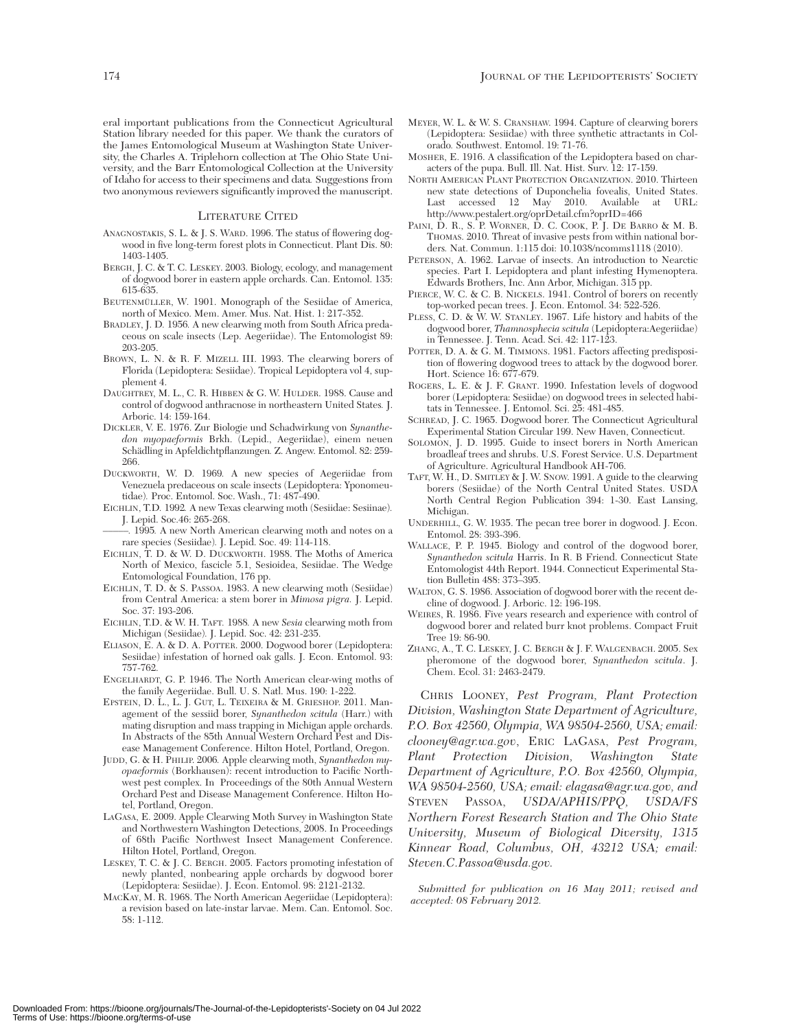eral important publications from the Connecticut Agricultural Station library needed for this paper. We thank the curators of the James Entomological Museum at Washington State University, the Charles A. Triplehorn collection at The Ohio State University, and the Barr Entomological Collection at the University of Idaho for access to their specimens and data. Suggestions from two anonymous reviewers significantly improved the manuscript.

## Literature Cited

Anagnostakis, S. L. & J. S. Ward. 1996. The status of flowering dogwood in five long-term forest plots in Connecticut. Plant Dis. 80: 1403-1405.

Bergh, J. C. & T. C. Leskey. 2003. Biology, ecology, and management of dogwood borer in eastern apple orchards. Can. Entomol. 135: 615-635.

Beutenmüller, W. 1901. Monograph of the Sesiidae of America, north of Mexico. Mem. Amer. Mus. Nat. Hist. 1: 217-352.

Bradley, J. D. 1956. A new clearwing moth from South Africa predaceous on scale insects (Lep. Aegeriidae). The Entomologist 89: 203-205.

Brown, L. N. & R. F. Mizell III. 1993. The clearwing borers of Florida (Lepidoptera: Sesiidae). Tropical Lepidoptera vol 4, supplement 4.

Daughtrey, M. L., C. R. Hibben & G. W. Hulder. 1988. Cause and control of dogwood anthracnose in northeastern United States. J. Arboric. 14: 159-164.

Dickler, V. E. 1976. Zur Biologie und Schadwirkung von *Synanthedon myopaeformis* Brkh. (Lepid., Aegeriidae), einem neuen Schädling in Apfeldichtpflanzungen. Z. Angew. Entomol. 82: 259-266.

Duckworth, W. D. 1969. A new species of Aegeriidae from Venezuela predaceous on scale insects (Lepidoptera: Yponomeutidae). Proc. Entomol. Soc. Wash., 71: 487-490.

Eichlin, T.D. 1992. A new Texas clearwing moth (Sesiidae: Sesiinae). J. Lepid. Soc.46: 265-268.

———. 1995. A new North American clearwing moth and notes on a rare species (Sesiidae). J. Lepid. Soc. 49: 114-118.

Eichlin, T. D. & W. D. Duckworth. 1988. The Moths of America North of Mexico, fascicle 5.1, Sesioidea, Sesiidae. The Wedge Entomological Foundation, 176 pp.

Eichlin, T. D. & S. Passoa. 1983. A new clearwing moth (Sesiidae) from Central America: a stem borer in *Mimosa pigra*. J. Lepid. Soc. 37: 193-206.

Eichlin, T.D. & W. H. Taft. 1988. A new *Sesia* clearwing moth from Michigan (Sesiidae). J. Lepid. Soc. 42: 231-235.

Eliason, E. A. & D. A. Potter. 2000. Dogwood borer (Lepidoptera: Sesiidae) infestation of horned oak galls. J. Econ. Entomol. 93: 757-762.

Engelhardt, G. P. 1946. The North American clear-wing moths of the family Aegeriidae. Bull. U. S. Natl. Mus. 190: 1-222.

Epstein, D. L., L. J. Gut, L. Teixeira & M. Grieshop. 2011. Management of the sessiid borer, *Synanthedon scitula* (Harr.) with mating disruption and mass trapping in Michigan apple orchards. In Abstracts of the 85th Annual Western Orchard Pest and Disease Management Conference. Hilton Hotel, Portland, Oregon.

Judd, G. & H. Philip. 2006. Apple clearwing moth, *Synanthedon myopaeformis* (Borkhausen): recent introduction to Pacific Northwest pest complex. In Proceedings of the 80th Annual Western Orchard Pest and Disease Management Conference. Hilton Hotel, Portland, Oregon.

LaGasa, E. 2009. Apple Clearwing Moth Survey in Washington State and Northwestern Washington Detections, 2008. In Proceedings of 68th Pacific Northwest Insect Management Conference. Hilton Hotel, Portland, Oregon.

Leskey, T. C. & J. C. Bergh. 2005. Factors promoting infestation of newly planted, nonbearing apple orchards by dogwood borer (Lepidoptera: Sesiidae). J. Econ. Entomol. 98: 2121-2132.

MacKay, M. R. 1968. The North American Aegeriidae (Lepidoptera): a revision based on late-instar larvae. Mem. Can. Entomol. Soc. 58: 1-112.

Meyer, W. L. & W. S. Cranshaw. 1994. Capture of clearwing borers (Lepidoptera: Sesiidae) with three synthetic attractants in Colorado. Southwest. Entomol. 19: 71-76.

Mosher, E. 1916. A classification of the Lepidoptera based on characters of the pupa. Bull. Ill. Nat. Hist. Surv. 12: 17-159.

North American Plant Protection Organization. 2010. Thirteen new state detections of Duponchelia fovealis, United States. Last accessed 12 May 2010. Available at URL: http://www.pestalert.org/oprDetail.cfm?oprID=466

Paini, D. R., S. P. Worner, D. C. Cook, P. J. De Barro & M. B. Thomas. 2010. Threat of invasive pests from within national borders. Nat. Commun. 1:115 doi: 10.1038/ncomms1118 (2010).

Peterson, A. 1962. Larvae of insects. An introduction to Nearctic species. Part I. Lepidoptera and plant infesting Hymenoptera. Edwards Brothers, Inc. Ann Arbor, Michigan. 315 pp.

Pierce, W. C. & C. B. Nickels. 1941. Control of borers on recently top-worked pecan trees. J. Econ. Entomol. 34: 522-526.

Pless, C. D. & W. W. Stanley. 1967. Life history and habits of the dogwood borer, *Thamnosphecia scitula* (Lepidoptera:Aegeriidae) in Tennessee. J. Tenn. Acad. Sci. 42: 117-123.

Potter, D. A. & G. M. Timmons. 1981. Factors affecting predisposition of flowering dogwood trees to attack by the dogwood borer. Hort. Science 16: 677-679.

Rogers, L. E. & J. F. Grant. 1990. Infestation levels of dogwood borer (Lepidoptera: Sesiidae) on dogwood trees in selected habitats in Tennessee. J. Entomol. Sci. 25: 481-485.

Schread, J. C. 1965. Dogwood borer. The Connecticut Agricultural Experimental Station Circular 199. New Haven, Connecticut.

Solomon, J. D. 1995. Guide to insect borers in North American broadleaf trees and shrubs. U.S. Forest Service. U.S. Department of Agriculture. Agricultural Handbook AH-706.

Taft, W. H., D. Smitley & J. W. Snow. 1991. A guide to the clearwing borers (Sesiidae) of the North Central United States. USDA North Central Region Publication 394: 1-30. East Lansing, Michigan.

Underhill, G. W. 1935. The pecan tree borer in dogwood. J. Econ. Entomol. 28: 393-396.

Wallace, P. P. 1945. Biology and control of the dogwood borer, *Synanthedon scitula* Harris. In R. B Friend. Connecticut State Entomologist 44th Report. 1944. Connecticut Experimental Station Bulletin 488: 373–395.

Walton, G. S. 1986. Association of dogwood borer with the recent decline of dogwood. J. Arboric. 12: 196-198.

Weires, R. 1986. Five years research and experience with control of dogwood borer and related burr knot problems. Compact Fruit Tree 19: 86-90.

Zhang, A., T. C. Leskey, J. C. Bergh & J. F. Walgenbach. 2005. Sex pheromone of the dogwood borer, *Synanthedon scitula*. J. Chem. Ecol. 31: 2463-2479.

Chris Looney, *Pest Program, Plant Protection Division, Washington State Department of Agriculture, P.O. Box 42560, Olympia, WA 98504-2560, USA; email: clooney@agr.wa.gov*, Eric LaGasa, *Pest Program, Plant Protection Division, Washington State Department of Agriculture, P.O. Box 42560, Olympia, WA 98504-2560, USA; email: elagasa@agr.wa.gov, and* Steven Passoa, *USDA/APHIS/PPQ, USDA/FS Northern Forest Research Station and The Ohio State University, Museum of Biological Diversity, 1315 Kinnear Road, Columbus, OH, 43212 USA; email: Steven.C.Passoa@usda.gov.*

*Submitted for publication on 16 May 2011; revised and accepted: 08 February 2012.*